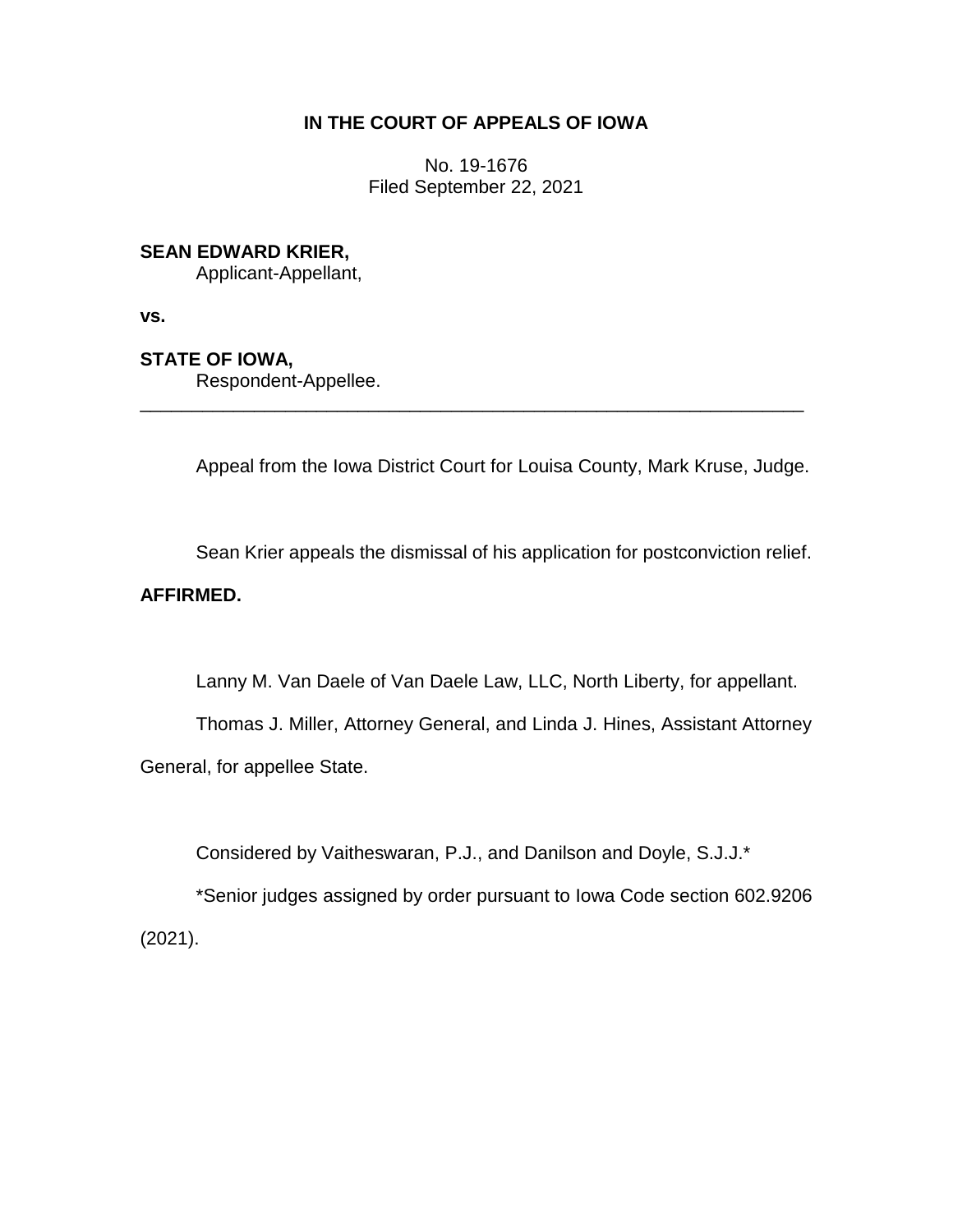**IN THE COURT OF APPEALS OF IOWA**

No. 19-1676
Filed September 22, 2021

**SEAN EDWARD KRIER,**
Applicant-Appellant,

**vs.**

**STATE OF IOWA,**
Respondent-Appellee.

---

Appeal from the Iowa District Court for Louisa County, Mark Kruse, Judge.

Sean Krier appeals the dismissal of his application for postconviction relief.

**AFFIRMED.**

Lanny M. Van Daele of Van Daele Law, LLC, North Liberty, for appellant.

Thomas J. Miller, Attorney General, and Linda J. Hines, Assistant Attorney General, for appellee State.

Considered by Vaitheswaran, P.J., and Danilson and Doyle, S.J.J.*

*Senior judges assigned by order pursuant to Iowa Code section 602.9206 (2021).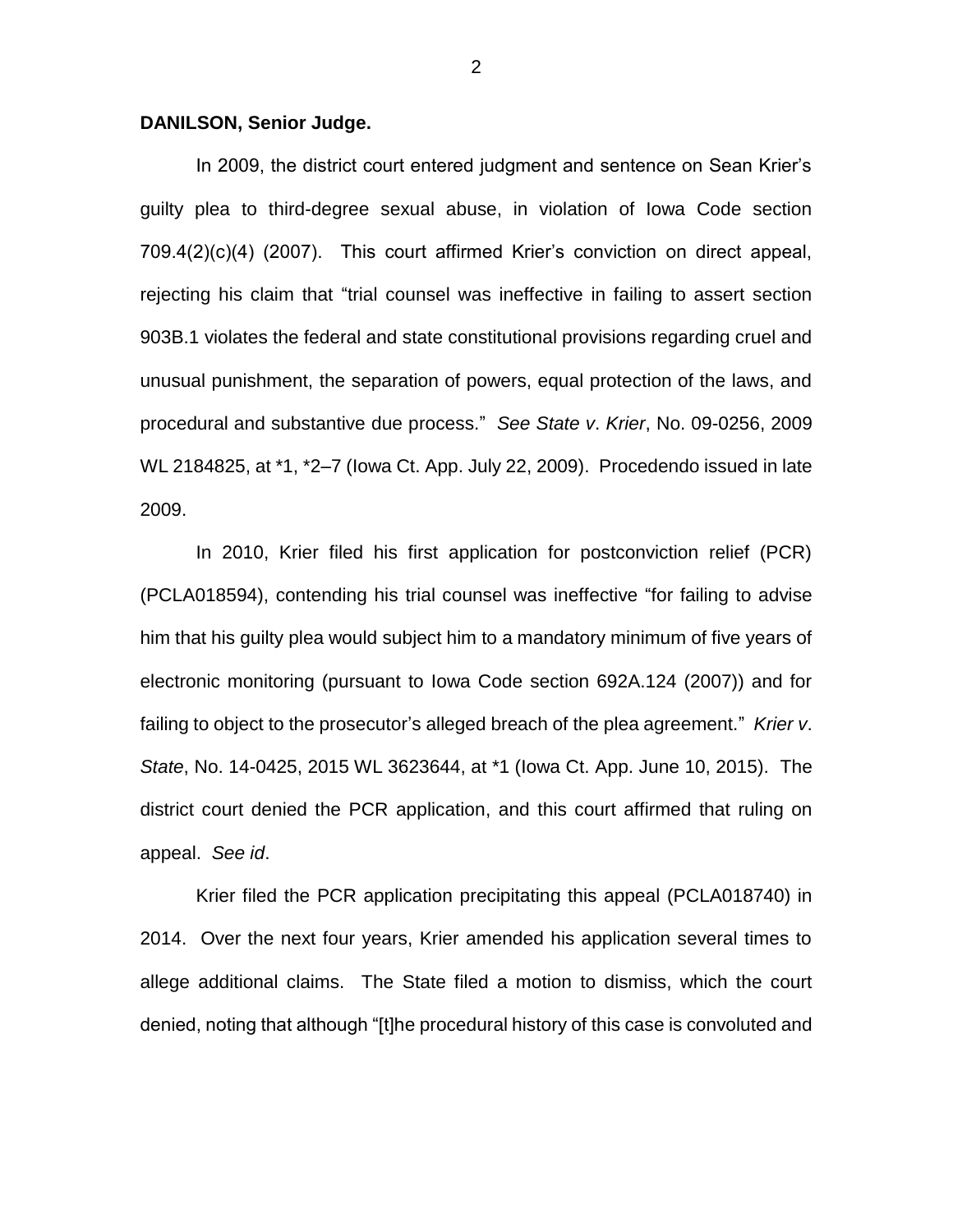**DANILSON, Senior Judge.**

In 2009, the district court entered judgment and sentence on Sean Krier's guilty plea to third-degree sexual abuse, in violation of Iowa Code section 709.4(2)(c)(4) (2007). This court affirmed Krier's conviction on direct appeal, rejecting his claim that "trial counsel was ineffective in failing to assert section 903B.1 violates the federal and state constitutional provisions regarding cruel and unusual punishment, the separation of powers, equal protection of the laws, and procedural and substantive due process." *See State v. Krier*, No. 09-0256, 2009 WL 2184825, at *1, *2–7 (Iowa Ct. App. July 22, 2009). Procedendo issued in late 2009.

In 2010, Krier filed his first application for postconviction relief (PCR) (PCLA018594), contending his trial counsel was ineffective "for failing to advise him that his guilty plea would subject him to a mandatory minimum of five years of electronic monitoring (pursuant to Iowa Code section 692A.124 (2007)) and for failing to object to the prosecutor's alleged breach of the plea agreement." *Krier v. State*, No. 14-0425, 2015 WL 3623644, at *1 (Iowa Ct. App. June 10, 2015). The district court denied the PCR application, and this court affirmed that ruling on appeal. *See id*.

Krier filed the PCR application precipitating this appeal (PCLA018740) in 2014. Over the next four years, Krier amended his application several times to allege additional claims. The State filed a motion to dismiss, which the court denied, noting that although "[t]he procedural history of this case is convoluted and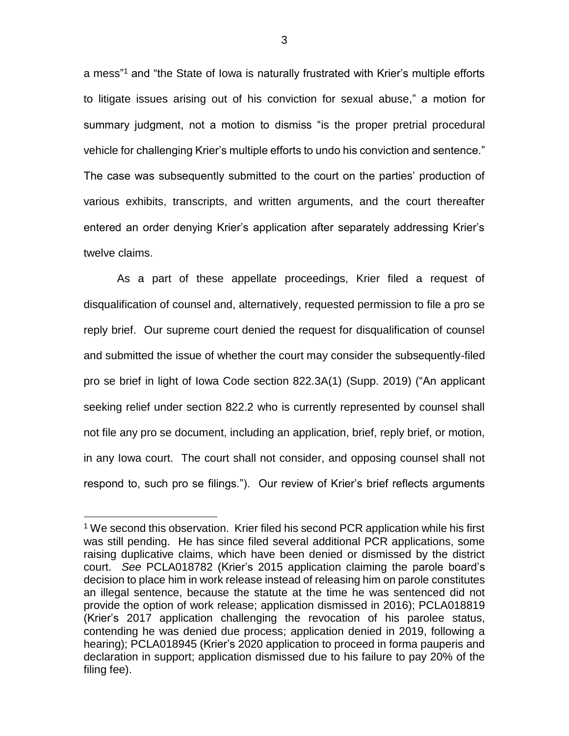a mess"[1] and "the State of Iowa is naturally frustrated with Krier's multiple efforts to litigate issues arising out of his conviction for sexual abuse," a motion for summary judgment, not a motion to dismiss "is the proper pretrial procedural vehicle for challenging Krier's multiple efforts to undo his conviction and sentence." The case was subsequently submitted to the court on the parties' production of various exhibits, transcripts, and written arguments, and the court thereafter entered an order denying Krier's application after separately addressing Krier's twelve claims.

As a part of these appellate proceedings, Krier filed a request of disqualification of counsel and, alternatively, requested permission to file a pro se reply brief. Our supreme court denied the request for disqualification of counsel and submitted the issue of whether the court may consider the subsequently-filed pro se brief in light of Iowa Code section 822.3A(1) (Supp. 2019) ("An applicant seeking relief under section 822.2 who is currently represented by counsel shall not file any pro se document, including an application, brief, reply brief, or motion, in any Iowa court. The court shall not consider, and opposing counsel shall not respond to, such pro se filings."). Our review of Krier's brief reflects arguments

---

[1] We second this observation. Krier filed his second PCR application while his first was still pending. He has since filed several additional PCR applications, some raising duplicative claims, which have been denied or dismissed by the district court. *See* PCLA018782 (Krier's 2015 application claiming the parole board's decision to place him in work release instead of releasing him on parole constitutes an illegal sentence, because the statute at the time he was sentenced did not provide the option of work release; application dismissed in 2016); PCLA018819 (Krier's 2017 application challenging the revocation of his parolee status, contending he was denied due process; application denied in 2019, following a hearing); PCLA018945 (Krier's 2020 application to proceed in forma pauperis and declaration in support; application dismissed due to his failure to pay 20% of the filing fee).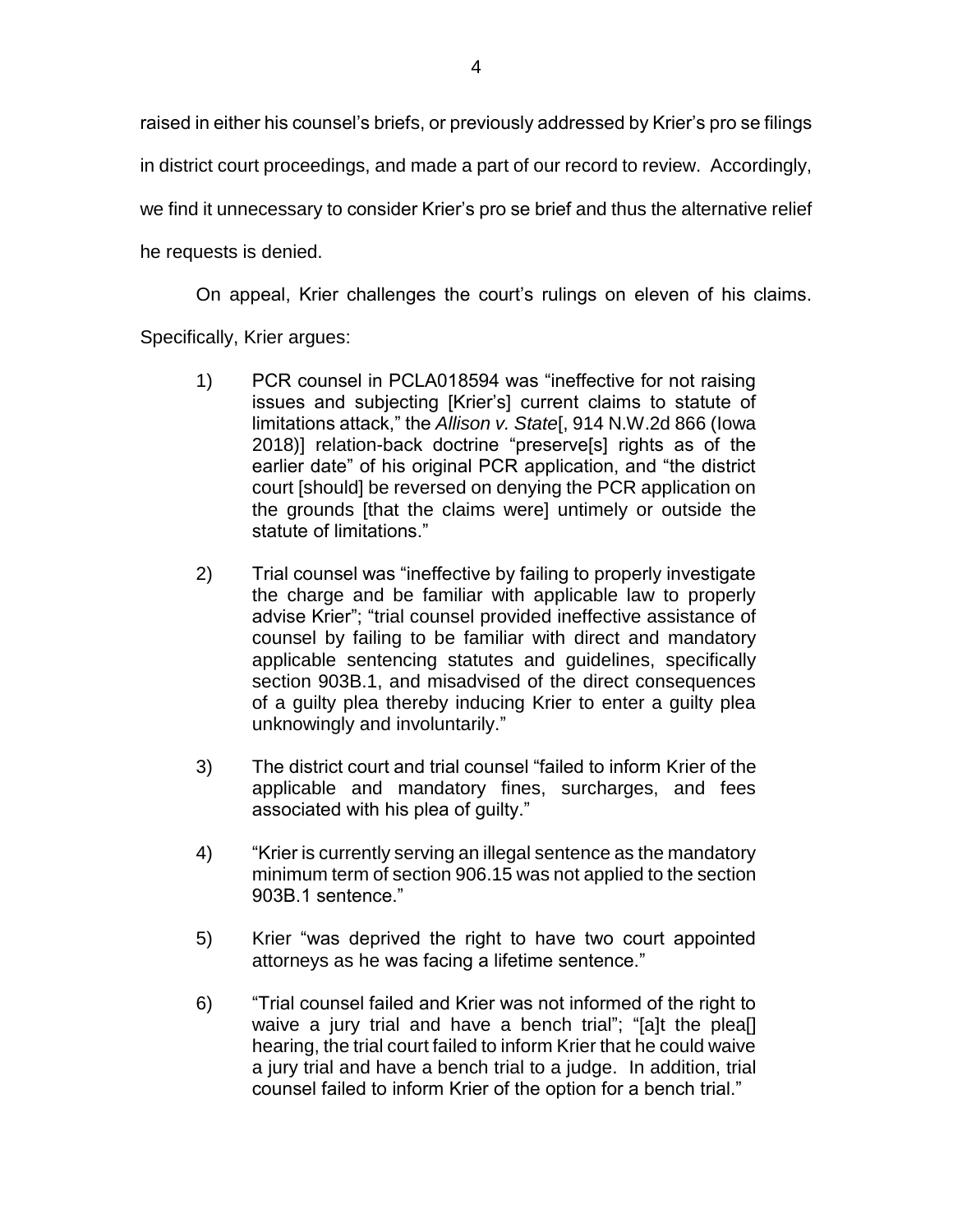raised in either his counsel's briefs, or previously addressed by Krier's pro se filings in district court proceedings, and made a part of our record to review. Accordingly, we find it unnecessary to consider Krier's pro se brief and thus the alternative relief he requests is denied.

On appeal, Krier challenges the court's rulings on eleven of his claims. Specifically, Krier argues:

1) PCR counsel in PCLA018594 was "ineffective for not raising issues and subjecting [Krier's] current claims to statute of limitations attack," the *Allison v. State*[, 914 N.W.2d 866 (Iowa 2018)] relation-back doctrine "preserve[s] rights as of the earlier date" of his original PCR application, and "the district court [should] be reversed on denying the PCR application on the grounds [that the claims were] untimely or outside the statute of limitations."

2) Trial counsel was "ineffective by failing to properly investigate the charge and be familiar with applicable law to properly advise Krier"; "trial counsel provided ineffective assistance of counsel by failing to be familiar with direct and mandatory applicable sentencing statutes and guidelines, specifically section 903B.1, and misadvised of the direct consequences of a guilty plea thereby inducing Krier to enter a guilty plea unknowingly and involuntarily."

3) The district court and trial counsel "failed to inform Krier of the applicable and mandatory fines, surcharges, and fees associated with his plea of guilty."

4) "Krier is currently serving an illegal sentence as the mandatory minimum term of section 906.15 was not applied to the section 903B.1 sentence."

5) Krier "was deprived the right to have two court appointed attorneys as he was facing a lifetime sentence."

6) "Trial counsel failed and Krier was not informed of the right to waive a jury trial and have a bench trial"; "[a]t the plea[] hearing, the trial court failed to inform Krier that he could waive a jury trial and have a bench trial to a judge. In addition, trial counsel failed to inform Krier of the option for a bench trial."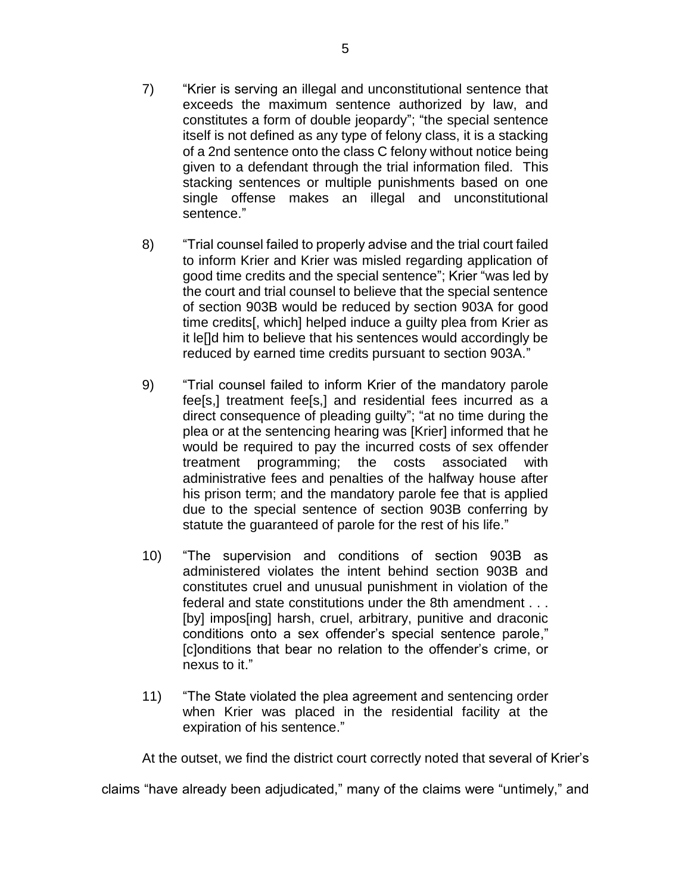7) "Krier is serving an illegal and unconstitutional sentence that exceeds the maximum sentence authorized by law, and constitutes a form of double jeopardy"; "the special sentence itself is not defined as any type of felony class, it is a stacking of a 2nd sentence onto the class C felony without notice being given to a defendant through the trial information filed. This stacking sentences or multiple punishments based on one single offense makes an illegal and unconstitutional sentence."

8) "Trial counsel failed to properly advise and the trial court failed to inform Krier and Krier was misled regarding application of good time credits and the special sentence"; Krier "was led by the court and trial counsel to believe that the special sentence of section 903B would be reduced by section 903A for good time credits[, which] helped induce a guilty plea from Krier as it le[]d him to believe that his sentences would accordingly be reduced by earned time credits pursuant to section 903A."

9) "Trial counsel failed to inform Krier of the mandatory parole fee[s,] treatment fee[s,] and residential fees incurred as a direct consequence of pleading guilty"; "at no time during the plea or at the sentencing hearing was [Krier] informed that he would be required to pay the incurred costs of sex offender treatment programming; the costs associated with administrative fees and penalties of the halfway house after his prison term; and the mandatory parole fee that is applied due to the special sentence of section 903B conferring by statute the guaranteed of parole for the rest of his life."

10) "The supervision and conditions of section 903B as administered violates the intent behind section 903B and constitutes cruel and unusual punishment in violation of the federal and state constitutions under the 8th amendment . . . [by] impos[ing] harsh, cruel, arbitrary, punitive and draconic conditions onto a sex offender's special sentence parole," [c]onditions that bear no relation to the offender's crime, or nexus to it."

11) "The State violated the plea agreement and sentencing order when Krier was placed in the residential facility at the expiration of his sentence."

At the outset, we find the district court correctly noted that several of Krier's claims "have already been adjudicated," many of the claims were "untimely," and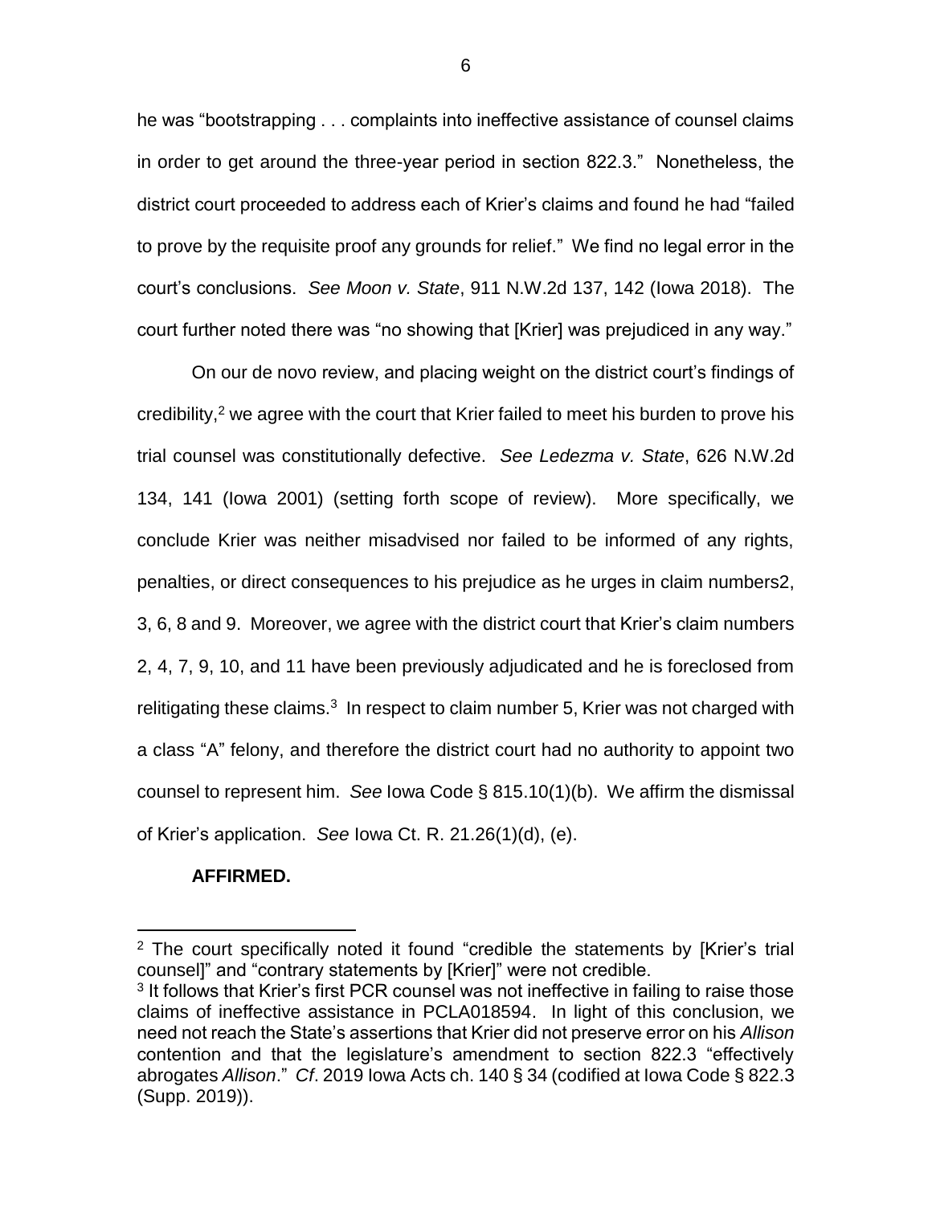he was "bootstrapping . . . complaints into ineffective assistance of counsel claims in order to get around the three-year period in section 822.3." Nonetheless, the district court proceeded to address each of Krier's claims and found he had "failed to prove by the requisite proof any grounds for relief." We find no legal error in the court's conclusions. *See Moon v. State*, 911 N.W.2d 137, 142 (Iowa 2018). The court further noted there was "no showing that [Krier] was prejudiced in any way."

On our de novo review, and placing weight on the district court's findings of credibility,[2] we agree with the court that Krier failed to meet his burden to prove his trial counsel was constitutionally defective. *See Ledezma v. State*, 626 N.W.2d 134, 141 (Iowa 2001) (setting forth scope of review). More specifically, we conclude Krier was neither misadvised nor failed to be informed of any rights, penalties, or direct consequences to his prejudice as he urges in claim numbers2, 3, 6, 8 and 9. Moreover, we agree with the district court that Krier's claim numbers 2, 4, 7, 9, 10, and 11 have been previously adjudicated and he is foreclosed from relitigating these claims.[3] In respect to claim number 5, Krier was not charged with a class "A" felony, and therefore the district court had no authority to appoint two counsel to represent him. *See* Iowa Code § 815.10(1)(b). We affirm the dismissal of Krier's application. *See* Iowa Ct. R. 21.26(1)(d), (e).

**AFFIRMED.**

---

[2] The court specifically noted it found "credible the statements by [Krier's trial counsel]" and "contrary statements by [Krier]" were not credible.

[3] It follows that Krier's first PCR counsel was not ineffective in failing to raise those claims of ineffective assistance in PCLA018594. In light of this conclusion, we need not reach the State's assertions that Krier did not preserve error on his *Allison* contention and that the legislature's amendment to section 822.3 "effectively abrogates *Allison*." *Cf*. 2019 Iowa Acts ch. 140 § 34 (codified at Iowa Code § 822.3 (Supp. 2019)).